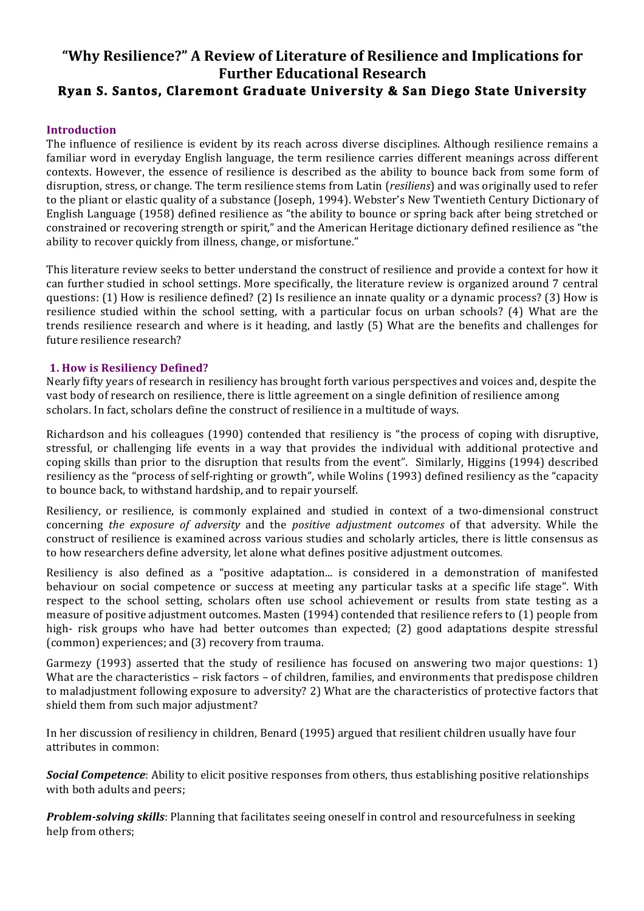# "Why Resilience?" A Review of Literature of Resilience and Implications for Further Educational Research

## Ryan S. Santos, Claremont Graduate University & San Diego State University

### Introduction

The influence of resilience is evident by its reach across diverse disciplines. Although resilience remains a familiar word in everyday English language, the term resilience carries different meanings across different contexts. However, the essence of resilience is described as the ability to bounce back from some form of disruption, stress, or change. The term resilience stems from Latin (*resiliens*) and was originally used to refer to the pliant or elastic quality of a substance (Joseph, 1994). Webster's New Twentieth Century Dictionary of English Language (1958) defined resilience as "the ability to bounce or spring back after being stretched or constrained or recovering strength or spirit," and the American Heritage dictionary defined resilience as "the ability to recover quickly from illness, change, or misfortune."

This literature review seeks to better understand the construct of resilience and provide a context for how it can further studied in school settings. More specifically, the literature review is organized around 7 central questions: (1) How is resilience defined? (2) Is resilience an innate quality or a dynamic process? (3) How is resilience studied within the school setting, with a particular focus on urban schools? (4) What are the trends resilience research and where is it heading, and lastly (5) What are the benefits and challenges for future resilience research?

### 1. How is Resiliency Defined?

Nearly fifty years of research in resiliency has brought forth various perspectives and voices and, despite the vast body of research on resilience, there is little agreement on a single definition of resilience among scholars. In fact, scholars define the construct of resilience in a multitude of ways.

Richardson and his colleagues (1990) contended that resiliency is "the process of coping with disruptive, stressful, or challenging life events in a way that provides the individual with additional protective and coping skills than prior to the disruption that results from the event". Similarly, Higgins (1994) described resiliency as the "process of self-righting or growth", while Wolins (1993) defined resiliency as the "capacity to bounce back, to withstand hardship, and to repair yourself.

Resiliency, or resilience, is commonly explained and studied in context of a two-dimensional construct concerning *the exposure of adversity* and the *positive adjustment outcomes* of that adversity. While the construct of resilience is examined across various studies and scholarly articles, there is little consensus as to how researchers define adversity, let alone what defines positive adjustment outcomes.

Resiliency is also defined as a "positive adaptation... is considered in a demonstration of manifested behaviour on social competence or success at meeting any particular tasks at a specific life stage". With respect to the school setting, scholars often use school achievement or results from state testing as a measure of positive adjustment outcomes. Masten (1994) contended that resilience refers to (1) people from high- risk groups who have had better outcomes than expected; (2) good adaptations despite stressful (common) experiences; and (3) recovery from trauma.

Garmezy (1993) asserted that the study of resilience has focused on answering two major questions: 1) What are the characteristics – risk factors – of children, families, and environments that predispose children to maladjustment following exposure to adversity? 2) What are the characteristics of protective factors that shield them from such major adjustment?

In her discussion of resiliency in children, Benard (1995) argued that resilient children usually have four attributes in common:

***Social Competence***: Ability to elicit positive responses from others, thus establishing positive relationships with both adults and peers;

***Problem-solving skills***: Planning that facilitates seeing oneself in control and resourcefulness in seeking help from others;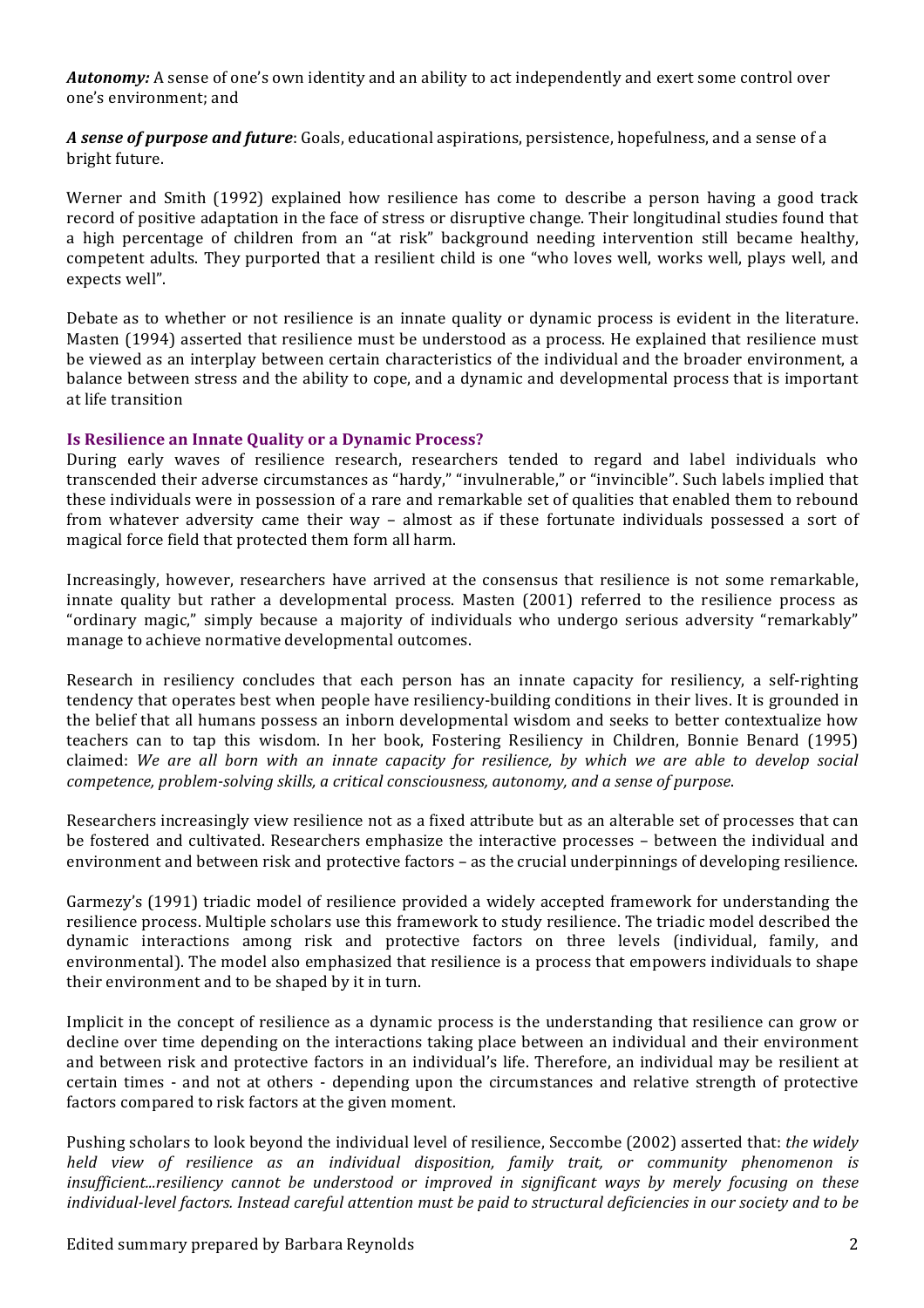***Autonomy:*** A sense of one's own identity and an ability to act independently and exert some control over one's environment; and

***A sense of purpose and future***: Goals, educational aspirations, persistence, hopefulness, and a sense of a bright future.

Werner and Smith (1992) explained how resilience has come to describe a person having a good track record of positive adaptation in the face of stress or disruptive change. Their longitudinal studies found that a high percentage of children from an "at risk" background needing intervention still became healthy, competent adults. They purported that a resilient child is one "who loves well, works well, plays well, and expects well".

Debate as to whether or not resilience is an innate quality or dynamic process is evident in the literature. Masten (1994) asserted that resilience must be understood as a process. He explained that resilience must be viewed as an interplay between certain characteristics of the individual and the broader environment, a balance between stress and the ability to cope, and a dynamic and developmental process that is important at life transition

### Is Resilience an Innate Quality or a Dynamic Process?

During early waves of resilience research, researchers tended to regard and label individuals who transcended their adverse circumstances as "hardy," "invulnerable," or "invincible". Such labels implied that these individuals were in possession of a rare and remarkable set of qualities that enabled them to rebound from whatever adversity came their way – almost as if these fortunate individuals possessed a sort of magical force field that protected them form all harm.

Increasingly, however, researchers have arrived at the consensus that resilience is not some remarkable, innate quality but rather a developmental process. Masten (2001) referred to the resilience process as "ordinary magic," simply because a majority of individuals who undergo serious adversity "remarkably" manage to achieve normative developmental outcomes.

Research in resiliency concludes that each person has an innate capacity for resiliency, a self-righting tendency that operates best when people have resiliency-building conditions in their lives. It is grounded in the belief that all humans possess an inborn developmental wisdom and seeks to better contextualize how teachers can to tap this wisdom. In her book, Fostering Resiliency in Children, Bonnie Benard (1995) claimed: *We are all born with an innate capacity for resilience, by which we are able to develop social competence, problem-solving skills, a critical consciousness, autonomy, and a sense of purpose.*

Researchers increasingly view resilience not as a fixed attribute but as an alterable set of processes that can be fostered and cultivated. Researchers emphasize the interactive processes – between the individual and environment and between risk and protective factors – as the crucial underpinnings of developing resilience.

Garmezy's (1991) triadic model of resilience provided a widely accepted framework for understanding the resilience process. Multiple scholars use this framework to study resilience. The triadic model described the dynamic interactions among risk and protective factors on three levels (individual, family, and environmental). The model also emphasized that resilience is a process that empowers individuals to shape their environment and to be shaped by it in turn.

Implicit in the concept of resilience as a dynamic process is the understanding that resilience can grow or decline over time depending on the interactions taking place between an individual and their environment and between risk and protective factors in an individual's life. Therefore, an individual may be resilient at certain times - and not at others - depending upon the circumstances and relative strength of protective factors compared to risk factors at the given moment.

Pushing scholars to look beyond the individual level of resilience, Seccombe (2002) asserted that: *the widely held view of resilience as an individual disposition, family trait, or community phenomenon is insufficient...resiliency cannot be understood or improved in significant ways by merely focusing on these individual-level factors. Instead careful attention must be paid to structural deficiencies in our society and to be*

Edited summary prepared by Barbara Reynolds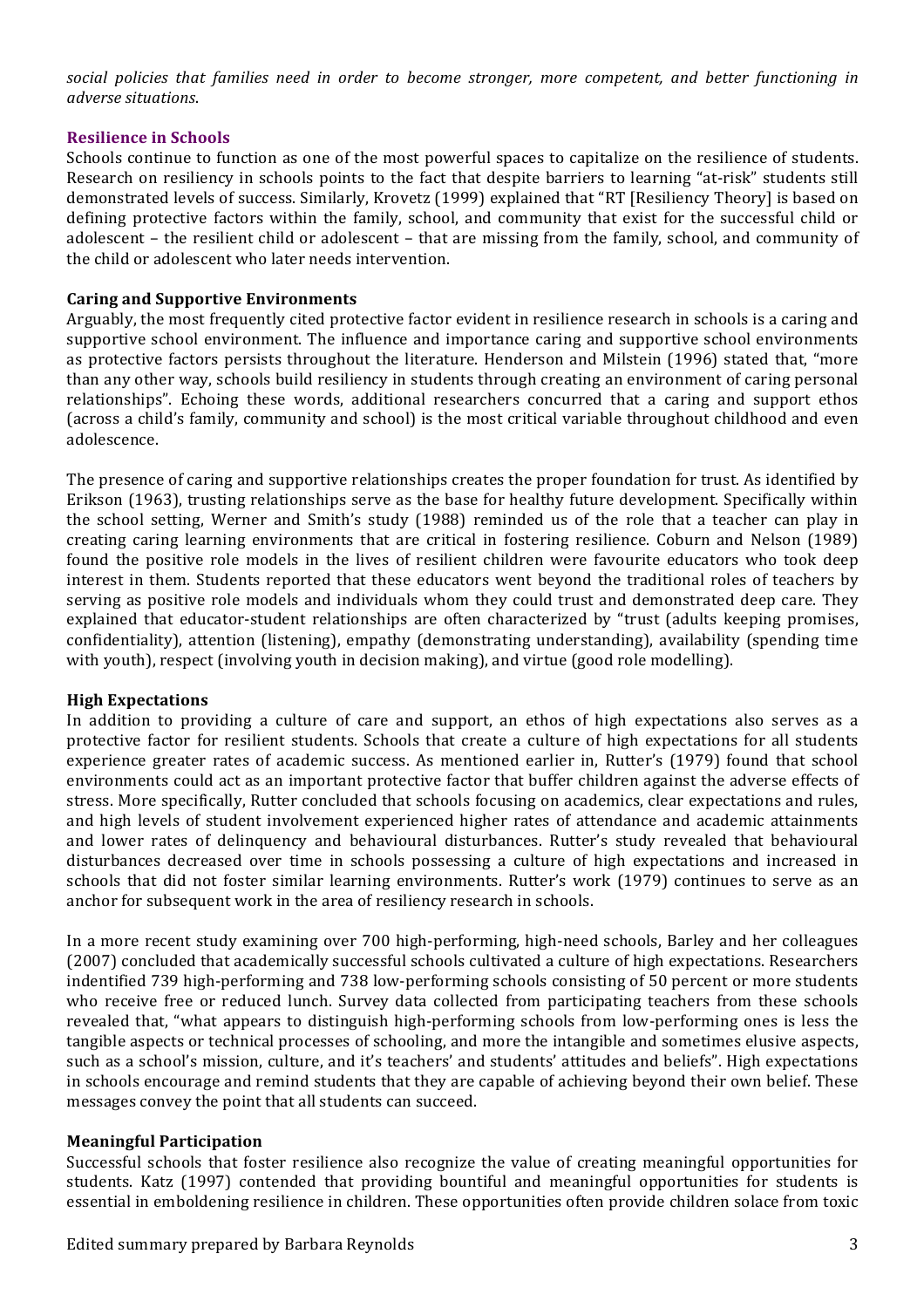*social policies that families need in order to become stronger, more competent, and better functioning in adverse situations*.

## Resilience in Schools

Schools continue to function as one of the most powerful spaces to capitalize on the resilience of students. Research on resiliency in schools points to the fact that despite barriers to learning "at-risk" students still demonstrated levels of success. Similarly, Krovetz (1999) explained that "RT [Resiliency Theory] is based on defining protective factors within the family, school, and community that exist for the successful child or adolescent – the resilient child or adolescent – that are missing from the family, school, and community of the child or adolescent who later needs intervention.

### Caring and Supportive Environments

Arguably, the most frequently cited protective factor evident in resilience research in schools is a caring and supportive school environment. The influence and importance caring and supportive school environments as protective factors persists throughout the literature. Henderson and Milstein (1996) stated that, "more than any other way, schools build resiliency in students through creating an environment of caring personal relationships". Echoing these words, additional researchers concurred that a caring and support ethos (across a child's family, community and school) is the most critical variable throughout childhood and even adolescence.

The presence of caring and supportive relationships creates the proper foundation for trust. As identified by Erikson (1963), trusting relationships serve as the base for healthy future development. Specifically within the school setting, Werner and Smith's study (1988) reminded us of the role that a teacher can play in creating caring learning environments that are critical in fostering resilience. Coburn and Nelson (1989) found the positive role models in the lives of resilient children were favourite educators who took deep interest in them. Students reported that these educators went beyond the traditional roles of teachers by serving as positive role models and individuals whom they could trust and demonstrated deep care. They explained that educator-student relationships are often characterized by "trust (adults keeping promises, confidentiality), attention (listening), empathy (demonstrating understanding), availability (spending time with youth), respect (involving youth in decision making), and virtue (good role modelling).

### High Expectations

In addition to providing a culture of care and support, an ethos of high expectations also serves as a protective factor for resilient students. Schools that create a culture of high expectations for all students experience greater rates of academic success. As mentioned earlier in, Rutter's (1979) found that school environments could act as an important protective factor that buffer children against the adverse effects of stress. More specifically, Rutter concluded that schools focusing on academics, clear expectations and rules, and high levels of student involvement experienced higher rates of attendance and academic attainments and lower rates of delinquency and behavioural disturbances. Rutter's study revealed that behavioural disturbances decreased over time in schools possessing a culture of high expectations and increased in schools that did not foster similar learning environments. Rutter's work (1979) continues to serve as an anchor for subsequent work in the area of resiliency research in schools.

In a more recent study examining over 700 high-performing, high-need schools, Barley and her colleagues (2007) concluded that academically successful schools cultivated a culture of high expectations. Researchers indentified 739 high-performing and 738 low-performing schools consisting of 50 percent or more students who receive free or reduced lunch. Survey data collected from participating teachers from these schools revealed that, "what appears to distinguish high-performing schools from low-performing ones is less the tangible aspects or technical processes of schooling, and more the intangible and sometimes elusive aspects, such as a school's mission, culture, and it's teachers' and students' attitudes and beliefs". High expectations in schools encourage and remind students that they are capable of achieving beyond their own belief. These messages convey the point that all students can succeed.

### Meaningful Participation

Successful schools that foster resilience also recognize the value of creating meaningful opportunities for students. Katz (1997) contended that providing bountiful and meaningful opportunities for students is essential in emboldening resilience in children. These opportunities often provide children solace from toxic

Edited summary prepared by Barbara Reynolds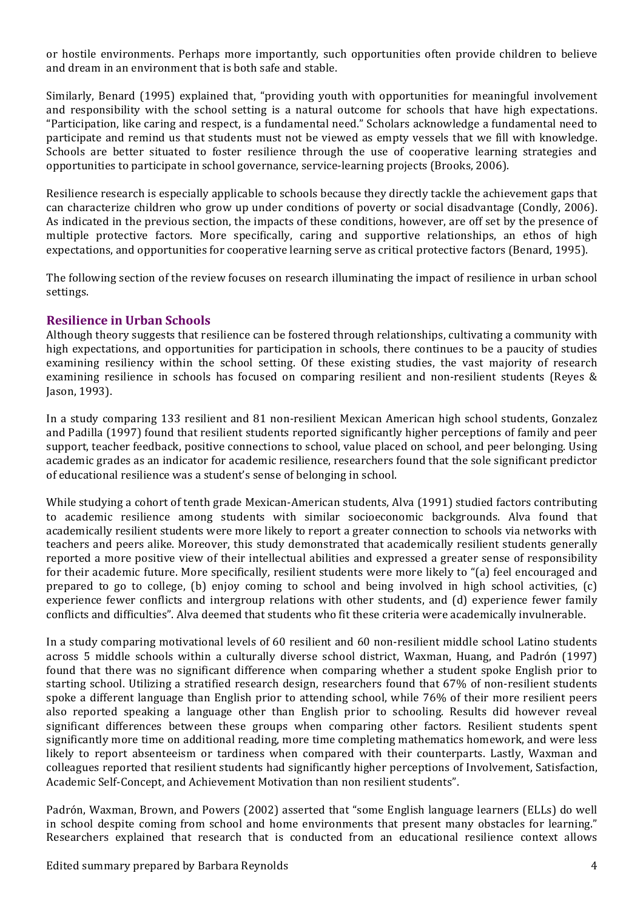or hostile environments. Perhaps more importantly, such opportunities often provide children to believe and dream in an environment that is both safe and stable.

Similarly, Benard (1995) explained that, "providing youth with opportunities for meaningful involvement and responsibility with the school setting is a natural outcome for schools that have high expectations. "Participation, like caring and respect, is a fundamental need." Scholars acknowledge a fundamental need to participate and remind us that students must not be viewed as empty vessels that we fill with knowledge. Schools are better situated to foster resilience through the use of cooperative learning strategies and opportunities to participate in school governance, service-learning projects (Brooks, 2006).

Resilience research is especially applicable to schools because they directly tackle the achievement gaps that can characterize children who grow up under conditions of poverty or social disadvantage (Condly, 2006). As indicated in the previous section, the impacts of these conditions, however, are off set by the presence of multiple protective factors. More specifically, caring and supportive relationships, an ethos of high expectations, and opportunities for cooperative learning serve as critical protective factors (Benard, 1995).

The following section of the review focuses on research illuminating the impact of resilience in urban school settings.

## Resilience in Urban Schools

Although theory suggests that resilience can be fostered through relationships, cultivating a community with high expectations, and opportunities for participation in schools, there continues to be a paucity of studies examining resiliency within the school setting. Of these existing studies, the vast majority of research examining resilience in schools has focused on comparing resilient and non-resilient students (Reyes & Jason, 1993).

In a study comparing 133 resilient and 81 non-resilient Mexican American high school students, Gonzalez and Padilla (1997) found that resilient students reported significantly higher perceptions of family and peer support, teacher feedback, positive connections to school, value placed on school, and peer belonging. Using academic grades as an indicator for academic resilience, researchers found that the sole significant predictor of educational resilience was a student's sense of belonging in school.

While studying a cohort of tenth grade Mexican-American students, Alva (1991) studied factors contributing to academic resilience among students with similar socioeconomic backgrounds. Alva found that academically resilient students were more likely to report a greater connection to schools via networks with teachers and peers alike. Moreover, this study demonstrated that academically resilient students generally reported a more positive view of their intellectual abilities and expressed a greater sense of responsibility for their academic future. More specifically, resilient students were more likely to "(a) feel encouraged and prepared to go to college, (b) enjoy coming to school and being involved in high school activities, (c) experience fewer conflicts and intergroup relations with other students, and (d) experience fewer family conflicts and difficulties". Alva deemed that students who fit these criteria were academically invulnerable.

In a study comparing motivational levels of 60 resilient and 60 non-resilient middle school Latino students across 5 middle schools within a culturally diverse school district, Waxman, Huang, and Padrón (1997) found that there was no significant difference when comparing whether a student spoke English prior to starting school. Utilizing a stratified research design, researchers found that 67% of non-resilient students spoke a different language than English prior to attending school, while 76% of their more resilient peers also reported speaking a language other than English prior to schooling. Results did however reveal significant differences between these groups when comparing other factors. Resilient students spent significantly more time on additional reading, more time completing mathematics homework, and were less likely to report absenteeism or tardiness when compared with their counterparts. Lastly, Waxman and colleagues reported that resilient students had significantly higher perceptions of Involvement, Satisfaction, Academic Self-Concept, and Achievement Motivation than non resilient students".

Padrón, Waxman, Brown, and Powers (2002) asserted that "some English language learners (ELLs) do well in school despite coming from school and home environments that present many obstacles for learning." Researchers explained that research that is conducted from an educational resilience context allows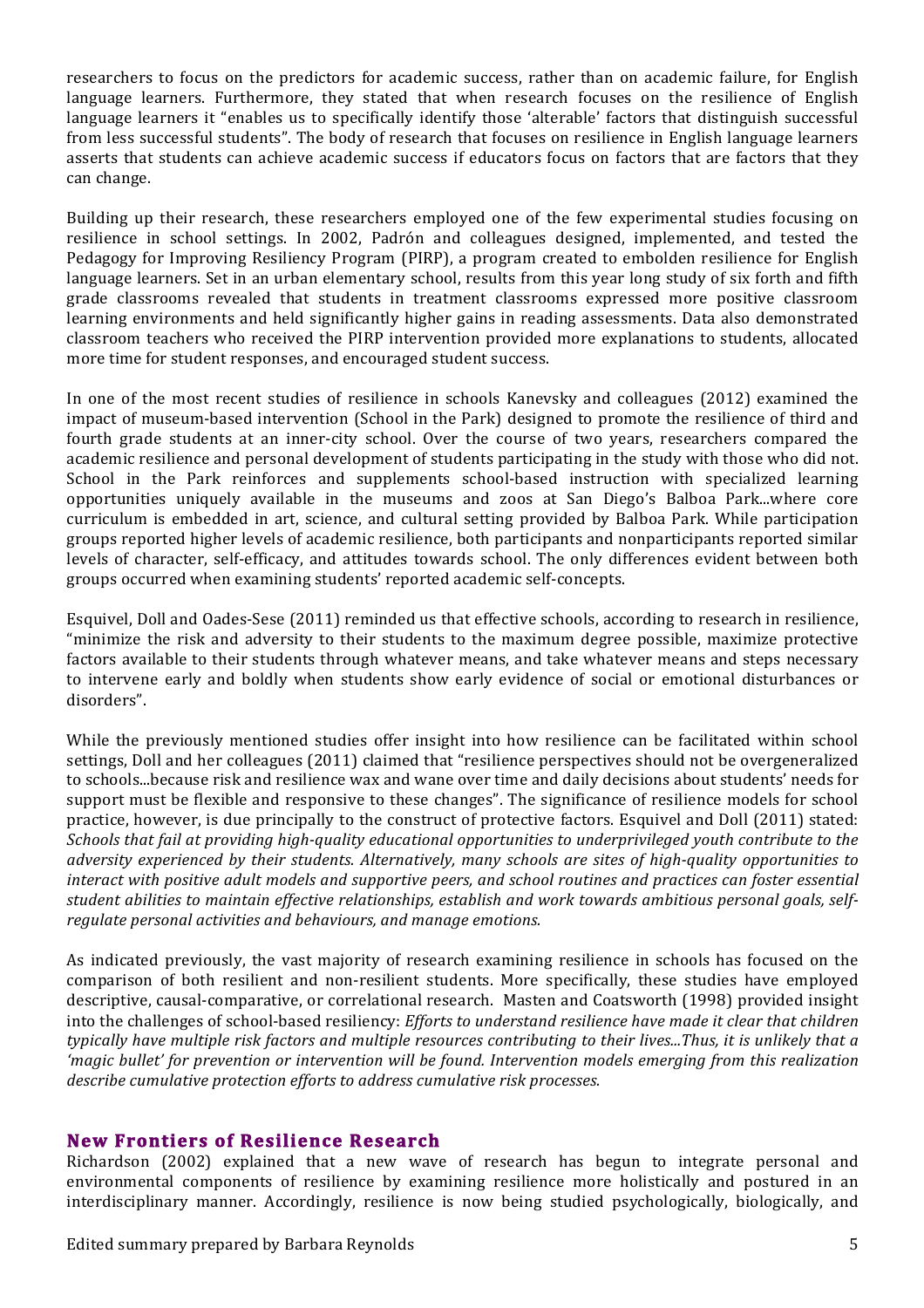researchers to focus on the predictors for academic success, rather than on academic failure, for English language learners. Furthermore, they stated that when research focuses on the resilience of English language learners it "enables us to specifically identify those 'alterable' factors that distinguish successful from less successful students". The body of research that focuses on resilience in English language learners asserts that students can achieve academic success if educators focus on factors that are factors that they can change.

Building up their research, these researchers employed one of the few experimental studies focusing on resilience in school settings. In 2002, Padrón and colleagues designed, implemented, and tested the Pedagogy for Improving Resiliency Program (PIRP), a program created to embolden resilience for English language learners. Set in an urban elementary school, results from this year long study of six forth and fifth grade classrooms revealed that students in treatment classrooms expressed more positive classroom learning environments and held significantly higher gains in reading assessments. Data also demonstrated classroom teachers who received the PIRP intervention provided more explanations to students, allocated more time for student responses, and encouraged student success.

In one of the most recent studies of resilience in schools Kanevsky and colleagues (2012) examined the impact of museum-based intervention (School in the Park) designed to promote the resilience of third and fourth grade students at an inner-city school. Over the course of two years, researchers compared the academic resilience and personal development of students participating in the study with those who did not. School in the Park reinforces and supplements school-based instruction with specialized learning opportunities uniquely available in the museums and zoos at San Diego's Balboa Park...where core curriculum is embedded in art, science, and cultural setting provided by Balboa Park. While participation groups reported higher levels of academic resilience, both participants and nonparticipants reported similar levels of character, self-efficacy, and attitudes towards school. The only differences evident between both groups occurred when examining students' reported academic self-concepts.

Esquivel, Doll and Oades-Sese (2011) reminded us that effective schools, according to research in resilience, "minimize the risk and adversity to their students to the maximum degree possible, maximize protective factors available to their students through whatever means, and take whatever means and steps necessary to intervene early and boldly when students show early evidence of social or emotional disturbances or disorders".

While the previously mentioned studies offer insight into how resilience can be facilitated within school settings, Doll and her colleagues (2011) claimed that "resilience perspectives should not be overgeneralized to schools...because risk and resilience wax and wane over time and daily decisions about students' needs for support must be flexible and responsive to these changes". The significance of resilience models for school practice, however, is due principally to the construct of protective factors. Esquivel and Doll (2011) stated: *Schools that fail at providing high-quality educational opportunities to underprivileged youth contribute to the adversity experienced by their students. Alternatively, many schools are sites of high-quality opportunities to interact with positive adult models and supportive peers, and school routines and practices can foster essential student abilities to maintain effective relationships, establish and work towards ambitious personal goals, self-regulate personal activities and behaviours, and manage emotions.*

As indicated previously, the vast majority of research examining resilience in schools has focused on the comparison of both resilient and non-resilient students. More specifically, these studies have employed descriptive, causal-comparative, or correlational research. Masten and Coatsworth (1998) provided insight into the challenges of school-based resiliency: *Efforts to understand resilience have made it clear that children typically have multiple risk factors and multiple resources contributing to their lives...Thus, it is unlikely that a 'magic bullet' for prevention or intervention will be found. Intervention models emerging from this realization describe cumulative protection efforts to address cumulative risk processes.*

## New Frontiers of Resilience Research

Richardson (2002) explained that a new wave of research has begun to integrate personal and environmental components of resilience by examining resilience more holistically and postured in an interdisciplinary manner. Accordingly, resilience is now being studied psychologically, biologically, and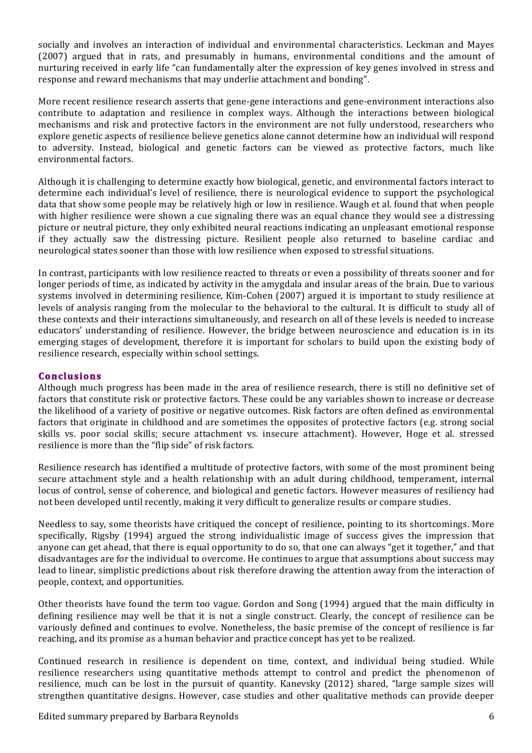socially and involves an interaction of individual and environmental characteristics. Leckman and Mayes (2007) argued that in rats, and presumably in humans, environmental conditions and the amount of nurturing received in early life "can fundamentally alter the expression of key genes involved in stress and response and reward mechanisms that may underlie attachment and bonding".

More recent resilience research asserts that gene-gene interactions and gene-environment interactions also contribute to adaptation and resilience in complex ways. Although the interactions between biological mechanisms and risk and protective factors in the environment are not fully understood, researchers who explore genetic aspects of resilience believe genetics alone cannot determine how an individual will respond to adversity. Instead, biological and genetic factors can be viewed as protective factors, much like environmental factors.

Although it is challenging to determine exactly how biological, genetic, and environmental factors interact to determine each individual's level of resilience, there is neurological evidence to support the psychological data that show some people may be relatively high or low in resilience. Waugh et al. found that when people with higher resilience were shown a cue signaling there was an equal chance they would see a distressing picture or neutral picture, they only exhibited neural reactions indicating an unpleasant emotional response if they actually saw the distressing picture. Resilient people also returned to baseline cardiac and neurological states sooner than those with low resilience when exposed to stressful situations.

In contrast, participants with low resilience reacted to threats or even a possibility of threats sooner and for longer periods of time, as indicated by activity in the amygdala and insular areas of the brain. Due to various systems involved in determining resilience, Kim-Cohen (2007) argued it is important to study resilience at levels of analysis ranging from the molecular to the behavioral to the cultural. It is difficult to study all of these contexts and their interactions simultaneously, and research on all of these levels is needed to increase educators' understanding of resilience. However, the bridge between neuroscience and education is in its emerging stages of development, therefore it is important for scholars to build upon the existing body of resilience research, especially within school settings.

## Conclusions

Although much progress has been made in the area of resilience research, there is still no definitive set of factors that constitute risk or protective factors. These could be any variables shown to increase or decrease the likelihood of a variety of positive or negative outcomes. Risk factors are often defined as environmental factors that originate in childhood and are sometimes the opposites of protective factors (e.g. strong social skills vs. poor social skills; secure attachment vs. insecure attachment). However, Hoge et al. stressed resilience is more than the "flip side" of risk factors.

Resilience research has identified a multitude of protective factors, with some of the most prominent being secure attachment style and a health relationship with an adult during childhood, temperament, internal locus of control, sense of coherence, and biological and genetic factors. However measures of resiliency had not been developed until recently, making it very difficult to generalize results or compare studies.

Needless to say, some theorists have critiqued the concept of resilience, pointing to its shortcomings. More specifically, Rigsby (1994) argued the strong individualistic image of success gives the impression that anyone can get ahead, that there is equal opportunity to do so, that one can always "get it together," and that disadvantages are for the individual to overcome. He continues to argue that assumptions about success may lead to linear, simplistic predictions about risk therefore drawing the attention away from the interaction of people, context, and opportunities.

Other theorists have found the term too vague. Gordon and Song (1994) argued that the main difficulty in defining resilience may well be that it is not a single construct. Clearly, the concept of resilience can be variously defined and continues to evolve. Nonetheless, the basic premise of the concept of resilience is far reaching, and its promise as a human behavior and practice concept has yet to be realized.

Continued research in resilience is dependent on time, context, and individual being studied. While resilience researchers using quantitative methods attempt to control and predict the phenomenon of resilience, much can be lost in the pursuit of quantity. Kanevsky (2012) shared, "large sample sizes will strengthen quantitative designs. However, case studies and other qualitative methods can provide deeper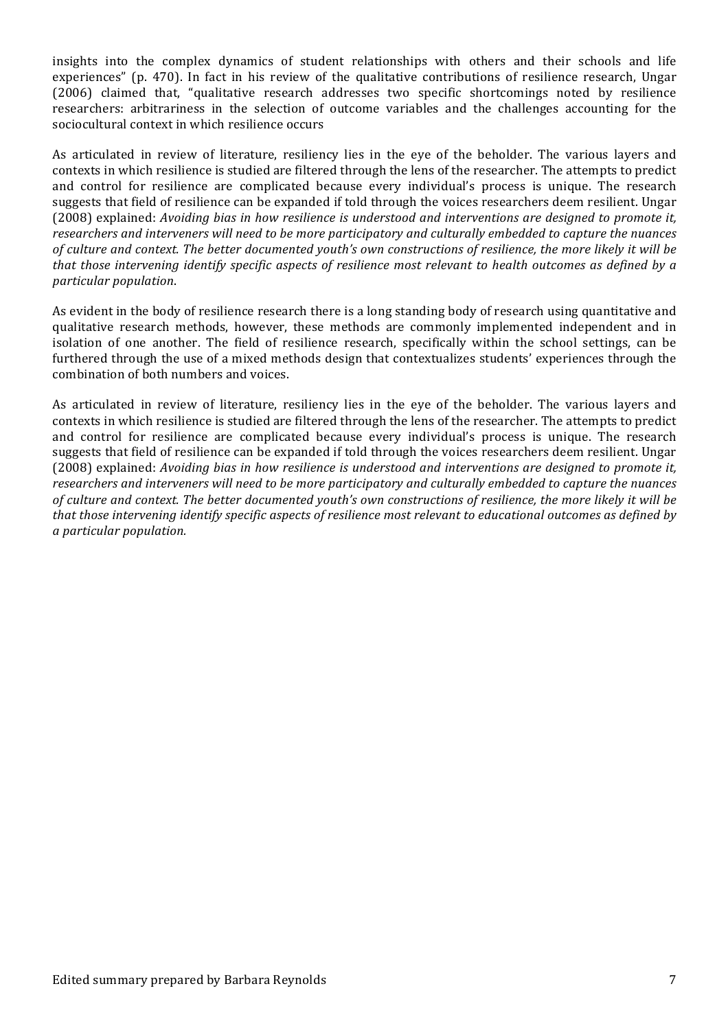insights into the complex dynamics of student relationships with others and their schools and life experiences" (p. 470). In fact in his review of the qualitative contributions of resilience research, Ungar (2006) claimed that, "qualitative research addresses two specific shortcomings noted by resilience researchers: arbitrariness in the selection of outcome variables and the challenges accounting for the sociocultural context in which resilience occurs

As articulated in review of literature, resiliency lies in the eye of the beholder. The various layers and contexts in which resilience is studied are filtered through the lens of the researcher. The attempts to predict and control for resilience are complicated because every individual's process is unique. The research suggests that field of resilience can be expanded if told through the voices researchers deem resilient. Ungar (2008) explained: *Avoiding bias in how resilience is understood and interventions are designed to promote it, researchers and interveners will need to be more participatory and culturally embedded to capture the nuances of culture and context. The better documented youth's own constructions of resilience, the more likely it will be that those intervening identify specific aspects of resilience most relevant to health outcomes as defined by a particular population*.

As evident in the body of resilience research there is a long standing body of research using quantitative and qualitative research methods, however, these methods are commonly implemented independent and in isolation of one another. The field of resilience research, specifically within the school settings, can be furthered through the use of a mixed methods design that contextualizes students' experiences through the combination of both numbers and voices.

As articulated in review of literature, resiliency lies in the eye of the beholder. The various layers and contexts in which resilience is studied are filtered through the lens of the researcher. The attempts to predict and control for resilience are complicated because every individual's process is unique. The research suggests that field of resilience can be expanded if told through the voices researchers deem resilient. Ungar (2008) explained: *Avoiding bias in how resilience is understood and interventions are designed to promote it, researchers and interveners will need to be more participatory and culturally embedded to capture the nuances of culture and context. The better documented youth's own constructions of resilience, the more likely it will be that those intervening identify specific aspects of resilience most relevant to educational outcomes as defined by a particular population.*

Edited summary prepared by Barbara Reynolds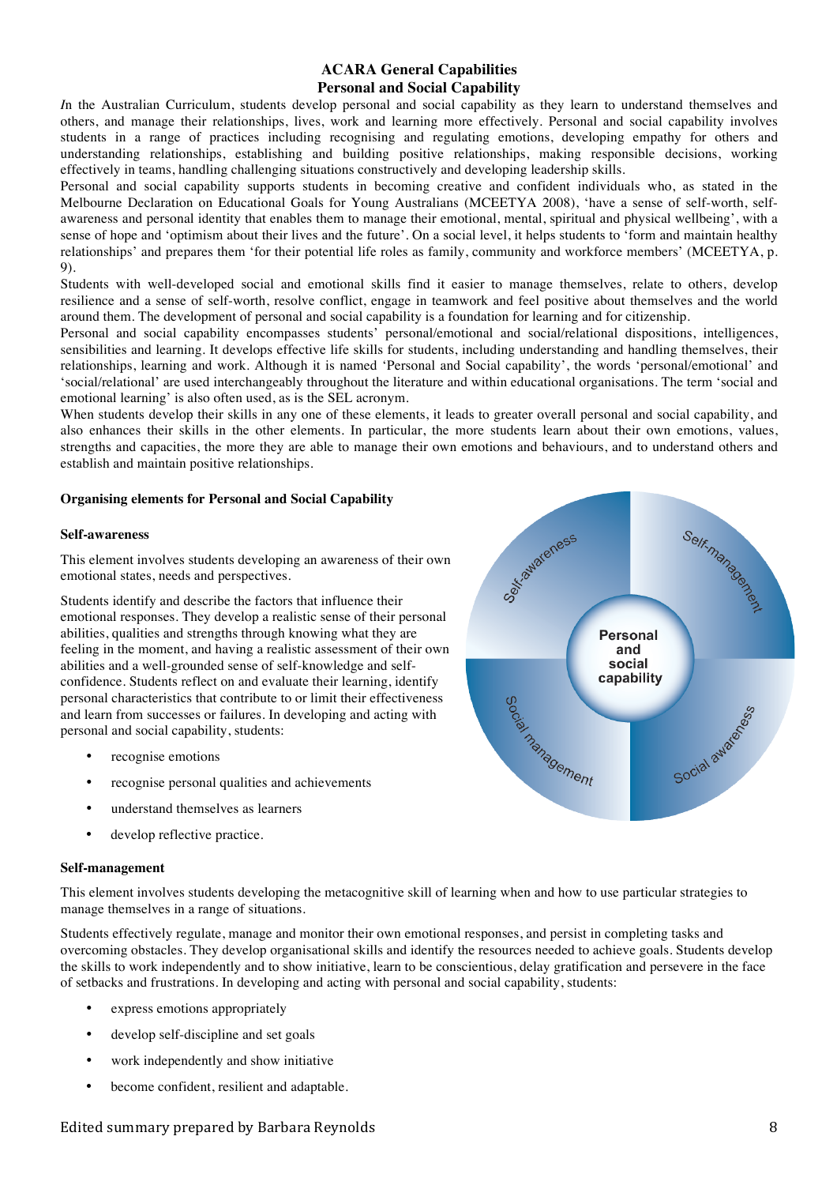**ACARA General Capabilities**
**Personal and Social Capability**

*I*n the Australian Curriculum, students develop personal and social capability as they learn to understand themselves and others, and manage their relationships, lives, work and learning more effectively. Personal and social capability involves students in a range of practices including recognising and regulating emotions, developing empathy for others and understanding relationships, establishing and building positive relationships, making responsible decisions, working effectively in teams, handling challenging situations constructively and developing leadership skills.

Personal and social capability supports students in becoming creative and confident individuals who, as stated in the Melbourne Declaration on Educational Goals for Young Australians (MCEETYA 2008), 'have a sense of self-worth, self-awareness and personal identity that enables them to manage their emotional, mental, spiritual and physical wellbeing', with a sense of hope and 'optimism about their lives and the future'. On a social level, it helps students to 'form and maintain healthy relationships' and prepares them 'for their potential life roles as family, community and workforce members' (MCEETYA, p. 9).

Students with well-developed social and emotional skills find it easier to manage themselves, relate to others, develop resilience and a sense of self-worth, resolve conflict, engage in teamwork and feel positive about themselves and the world around them. The development of personal and social capability is a foundation for learning and for citizenship.

Personal and social capability encompasses students' personal/emotional and social/relational dispositions, intelligences, sensibilities and learning. It develops effective life skills for students, including understanding and handling themselves, their relationships, learning and work. Although it is named 'Personal and Social capability', the words 'personal/emotional' and 'social/relational' are used interchangeably throughout the literature and within educational organisations. The term 'social and emotional learning' is also often used, as is the SEL acronym.

When students develop their skills in any one of these elements, it leads to greater overall personal and social capability, and also enhances their skills in the other elements. In particular, the more students learn about their own emotions, values, strengths and capacities, the more they are able to manage their own emotions and behaviours, and to understand others and establish and maintain positive relationships.

**Organising elements for Personal and Social Capability**

Self-awareness
Self-management
Personal and social capability
Social management
Social awareness

**Self-awareness**

This element involves students developing an awareness of their own emotional states, needs and perspectives.

Students identify and describe the factors that influence their emotional responses. They develop a realistic sense of their personal abilities, qualities and strengths through knowing what they are feeling in the moment, and having a realistic assessment of their own abilities and a well-grounded sense of self-knowledge and self-confidence. Students reflect on and evaluate their learning, identify personal characteristics that contribute to or limit their effectiveness and learn from successes or failures. In developing and acting with personal and social capability, students:

- recognise emotions
- recognise personal qualities and achievements
- understand themselves as learners
- develop reflective practice.

**Self-management**

This element involves students developing the metacognitive skill of learning when and how to use particular strategies to manage themselves in a range of situations.

Students effectively regulate, manage and monitor their own emotional responses, and persist in completing tasks and overcoming obstacles. They develop organisational skills and identify the resources needed to achieve goals. Students develop the skills to work independently and to show initiative, learn to be conscientious, delay gratification and persevere in the face of setbacks and frustrations. In developing and acting with personal and social capability, students:

- express emotions appropriately
- develop self-discipline and set goals
- work independently and show initiative
- become confident, resilient and adaptable.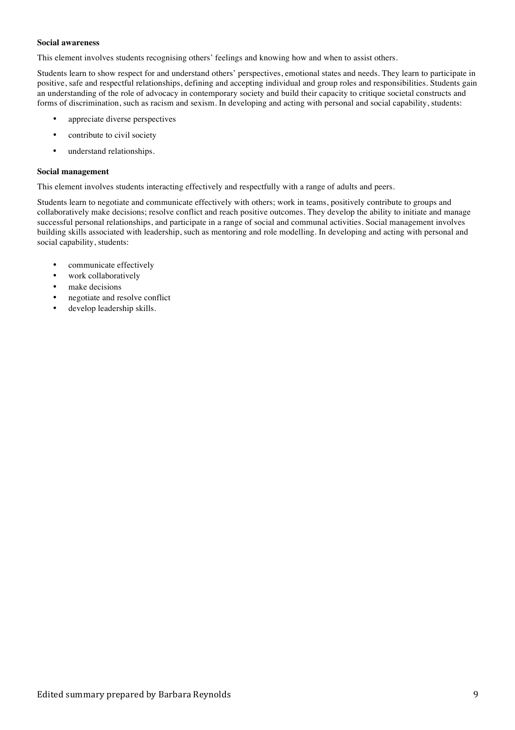**Social awareness**

This element involves students recognising others' feelings and knowing how and when to assist others.

Students learn to show respect for and understand others' perspectives, emotional states and needs. They learn to participate in positive, safe and respectful relationships, defining and accepting individual and group roles and responsibilities. Students gain an understanding of the role of advocacy in contemporary society and build their capacity to critique societal constructs and forms of discrimination, such as racism and sexism. In developing and acting with personal and social capability, students:

- appreciate diverse perspectives
- contribute to civil society
- understand relationships.

**Social management**

This element involves students interacting effectively and respectfully with a range of adults and peers.

Students learn to negotiate and communicate effectively with others; work in teams, positively contribute to groups and collaboratively make decisions; resolve conflict and reach positive outcomes. They develop the ability to initiate and manage successful personal relationships, and participate in a range of social and communal activities. Social management involves building skills associated with leadership, such as mentoring and role modelling. In developing and acting with personal and social capability, students:

- communicate effectively
- work collaboratively
- make decisions
- negotiate and resolve conflict
- develop leadership skills.